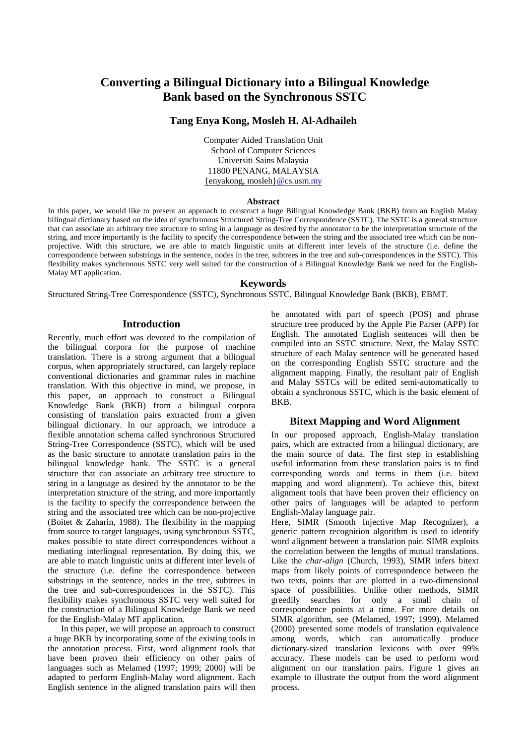# Converting a Bilingual Dictionary into a Bilingual Knowledge Bank based on the Synchronous SSTC

**Tang Enya Kong, Mosleh H. Al-Adhaileh**

Computer Aided Translation Unit
School of Computer Sciences
Universiti Sains Malaysia
11800 PENANG, MALAYSIA
{enyakong, mosleh}@cs.usm.my

## Abstract

In this paper, we would like to present an approach to construct a huge Bilingual Knowledge Bank (BKB) from an English Malay bilingual dictionary based on the idea of synchronous Structured String-Tree Correspondence (SSTC). The SSTC is a general structure that can associate an arbitrary tree structure to string in a language as desired by the annotator to be the interpretation structure of the string, and more importantly is the facility to specify the correspondence between the string and the associated tree which can be non-projective. With this structure, we are able to match linguistic units at different inter levels of the structure (i.e. define the correspondence between substrings in the sentence, nodes in the tree, subtrees in the tree and sub-correspondences in the SSTC). This flexibility makes synchronous SSTC very well suited for the construction of a Bilingual Knowledge Bank we need for the English-Malay MT application.

## Keywords

Structured String-Tree Correspondence (SSTC), Synchronous SSTC, Bilingual Knowledge Bank (BKB), EBMT.

## Introduction

Recently, much effort was devoted to the compilation of the bilingual corpora for the purpose of machine translation. There is a strong argument that a bilingual corpus, when appropriately structured, can largely replace conventional dictionaries and grammar rules in machine translation. With this objective in mind, we propose, in this paper, an approach to construct a Bilingual Knowledge Bank (BKB) from a bilingual corpora consisting of translation pairs extracted from a given bilingual dictionary. In our approach, we introduce a flexible annotation schema called synchronous Structured String-Tree Correspondence (SSTC), which will be used as the basic structure to annotate translation pairs in the bilingual knowledge bank. The SSTC is a general structure that can associate an arbitrary tree structure to string in a language as desired by the annotator to be the interpretation structure of the string, and more importantly is the facility to specify the correspondence between the string and the associated tree which can be non-projective (Boitet & Zaharin, 1988). The flexibility in the mapping from source to target languages, using synchronous SSTC, makes possible to state direct correspondences without a mediating interlingual representation. By doing this, we are able to match linguistic units at different inter levels of the structure (i.e. define the correspondence between substrings in the sentence, nodes in the tree, subtrees in the tree and sub-correspondences in the SSTC). This flexibility makes synchronous SSTC very well suited for the construction of a Bilingual Knowledge Bank we need for the English-Malay MT application.

In this paper, we will propose an approach to construct a huge BKB by incorporating some of the existing tools in the annotation process. First, word alignment tools that have been proven their efficiency on other pairs of languages such as Melamed (1997; 1999; 2000) will be adapted to perform English-Malay word alignment. Each English sentence in the aligned translation pairs will then be annotated with part of speech (POS) and phrase structure tree produced by the Apple Pie Parser (APP) for English. The annotated English sentences will then be compiled into an SSTC structure. Next, the Malay SSTC structure of each Malay sentence will be generated based on the corresponding English SSTC structure and the alignment mapping. Finally, the resultant pair of English and Malay SSTCs will be edited semi-automatically to obtain a synchronous SSTC, which is the basic element of BKB.

## Bitext Mapping and Word Alignment

In our proposed approach, English-Malay translation pairs, which are extracted from a bilingual dictionary, are the main source of data. The first step in establishing useful information from these translation pairs is to find corresponding words and terms in them (i.e. bitext mapping and word alignment). To achieve this, bitext alignment tools that have been proven their efficiency on other pairs of languages will be adapted to perform English-Malay language pair.

Here, SIMR (Smooth Injective Map Recognizer), a generic pattern recognition algorithm is used to identify word alignment between a translation pair. SIMR exploits the correlation between the lengths of mutual translations. Like the *char-align* (Church, 1993), SIMR infers bitext maps from likely points of correspondence between the two texts, points that are plotted in a two-dimensional space of possibilities. Unlike other methods, SIMR greedily searches for only a small chain of correspondence points at a time. For more details on SIMR algorithm, see (Melamed, 1997; 1999). Melamed (2000) presented some models of translation equivalence among words, which can automatically produce dictionary-sized translation lexicons with over 99% accuracy. These models can be used to perform word alignment on our translation pairs. Figure 1 gives an example to illustrate the output from the word alignment process.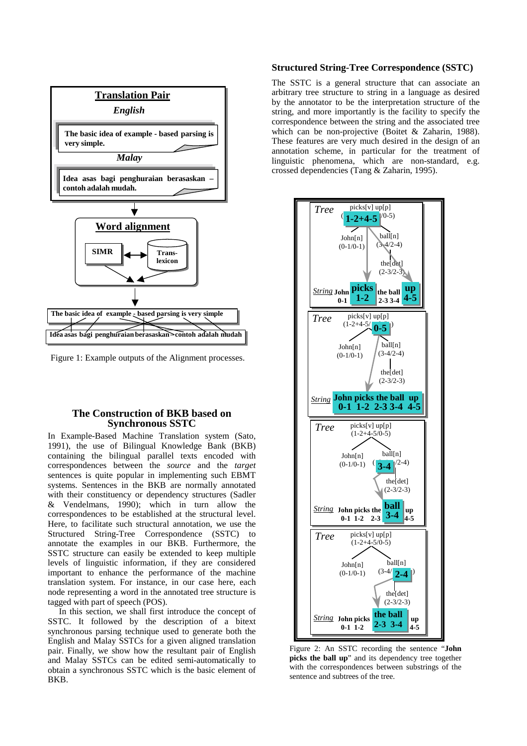Figure 1: Example outputs of the Alignment processes.

## The Construction of BKB based on Synchronous SSTC

In Example-Based Machine Translation system (Sato, 1991), the use of Bilingual Knowledge Bank (BKB) containing the bilingual parallel texts encoded with correspondences between the *source* and the *target* sentences is quite popular in implementing such EBMT systems. Sentences in the BKB are normally annotated with their constituency or dependency structures (Sadler & Vendelmans, 1990); which in turn allow the correspondences to be established at the structural level. Here, to facilitate such structural annotation, we use the Structured String-Tree Correspondence (SSTC) to annotate the examples in our BKB. Furthermore, the SSTC structure can easily be extended to keep multiple levels of linguistic information, if they are considered important to enhance the performance of the machine translation system. For instance, in our case here, each node representing a word in the annotated tree structure is tagged with part of speech (POS).

In this section, we shall first introduce the concept of SSTC. It followed by the description of a bitext synchronous parsing technique used to generate both the English and Malay SSTCs for a given aligned translation pair. Finally, we show how the resultant pair of English and Malay SSTCs can be edited semi-automatically to obtain a synchronous SSTC which is the basic element of BKB.

### Structured String-Tree Correspondence (SSTC)

The SSTC is a general structure that can associate an arbitrary tree structure to string in a language as desired by the annotator to be the interpretation structure of the string, and more importantly is the facility to specify the correspondence between the string and the associated tree which can be non-projective (Boitet & Zaharin, 1988). These features are very much desired in the design of an annotation scheme, in particular for the treatment of linguistic phenomena, which are non-standard, e.g. crossed dependencies (Tang & Zaharin, 1995).

Figure 2: An SSTC recording the sentence "**John picks the ball up**" and its dependency tree together with the correspondences between substrings of the sentence and subtrees of the tree.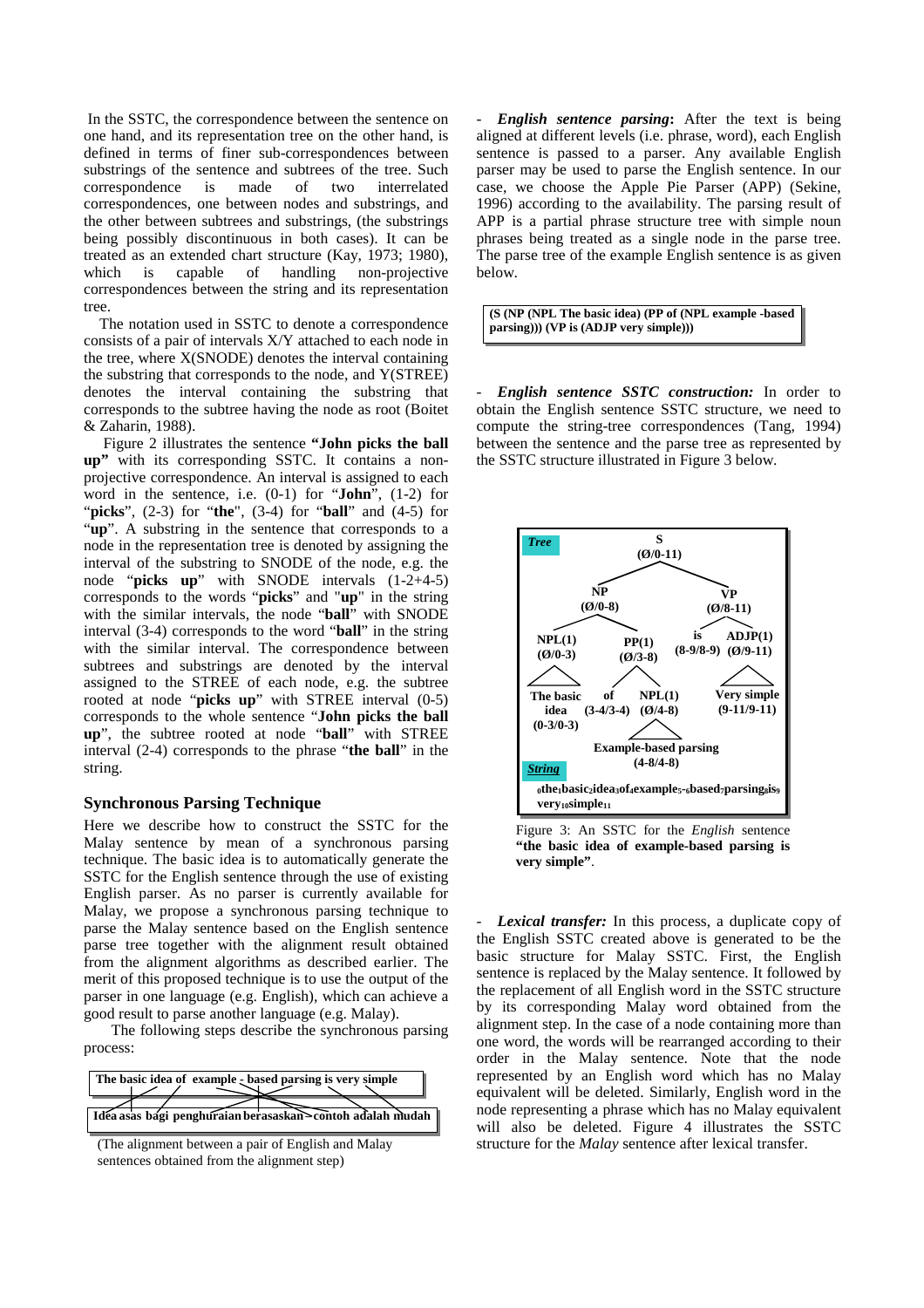In the SSTC, the correspondence between the sentence on one hand, and its representation tree on the other hand, is defined in terms of finer sub-correspondences between substrings of the sentence and subtrees of the tree. Such correspondence is made of two interrelated correspondences, one between nodes and substrings, and the other between subtrees and substrings, (the substrings being possibly discontinuous in both cases). It can be treated as an extended chart structure (Kay, 1973; 1980), which is capable of handling non-projective correspondences between the string and its representation tree.

The notation used in SSTC to denote a correspondence consists of a pair of intervals X/Y attached to each node in the tree, where X(SNODE) denotes the interval containing the substring that corresponds to the node, and Y(STREE) denotes the interval containing the substring that corresponds to the subtree having the node as root (Boitet & Zaharin, 1988).

Figure 2 illustrates the sentence **"John picks the ball up"** with its corresponding SSTC. It contains a non-projective correspondence. An interval is assigned to each word in the sentence, i.e. (0-1) for "**John**", (1-2) for "**picks**", (2-3) for "**the**", (3-4) for "**ball**" and (4-5) for "**up**". A substring in the sentence that corresponds to a node in the representation tree is denoted by assigning the interval of the substring to SNODE of the node, e.g. the node "**picks up**" with SNODE intervals (1-2+4-5) corresponds to the words "**picks**" and "**up**" in the string with the similar intervals, the node "**ball**" with SNODE interval (3-4) corresponds to the word "**ball**" in the string with the similar interval. The correspondence between subtrees and substrings are denoted by the interval assigned to the STREE of each node, e.g. the subtree rooted at node "**picks up**" with STREE interval (0-5) corresponds to the whole sentence "**John picks the ball up**", the subtree rooted at node "**ball**" with STREE interval (2-4) corresponds to the phrase "**the ball**" in the string.

### Synchronous Parsing Technique

Here we describe how to construct the SSTC for the Malay sentence by mean of a synchronous parsing technique. The basic idea is to automatically generate the SSTC for the English sentence through the use of existing English parser. As no parser is currently available for Malay, we propose a synchronous parsing technique to parse the Malay sentence based on the English sentence parse tree together with the alignment result obtained from the alignment algorithms as described earlier. The merit of this proposed technique is to use the output of the parser in one language (e.g. English), which can achieve a good result to parse another language (e.g. Malay).

The following steps describe the synchronous parsing process:

**The basic idea of example - based parsing is very simple**

**Idea asas bagi penghuraian berasaskan contoh adalah mudah**

(The alignment between a pair of English and Malay sentences obtained from the alignment step)

- ***English sentence parsing*:** After the text is being aligned at different levels (i.e. phrase, word), each English sentence is passed to a parser. Any available English parser may be used to parse the English sentence. In our case, we choose the Apple Pie Parser (APP) (Sekine, 1996) according to the availability. The parsing result of APP is a partial phrase structure tree with simple noun phrases being treated as a single node in the parse tree. The parse tree of the example English sentence is as given below.

```
(S (NP (NPL The basic idea) (PP of (NPL example -based parsing))) (VP is (ADJP very simple)))
```

- ***English sentence SSTC construction:*** In order to obtain the English sentence SSTC structure, we need to compute the string-tree correspondences (Tang, 1994) between the sentence and the parse tree as represented by the SSTC structure illustrated in Figure 3 below.

*Tree*: S (Ø/0-11); NP (Ø/0-8); VP (Ø/8-11); NPL(1) (Ø/0-3); PP(1) (Ø/3-8); is (8-9/8-9); ADJP(1) (Ø/9-11); The basic idea (0-3/0-3); of (3-4/3-4); NPL(1) (Ø/4-8); Very simple (9-11/9-11); Example-based parsing (4-8/4-8)

*String*: $_0$the$_1$basic$_2$idea$_3$of$_4$example$_5$-$_6$based$_7$parsing$_8$is$_9$ very$_{10}$simple$_{11}$

Figure 3: An SSTC for the *English* sentence **"the basic idea of example-based parsing is very simple"**.

- ***Lexical transfer:*** In this process, a duplicate copy of the English SSTC created above is generated to be the basic structure for Malay SSTC. First, the English sentence is replaced by the Malay sentence. It followed by the replacement of all English word in the SSTC structure by its corresponding Malay word obtained from the alignment step. In the case of a node containing more than one word, the words will be rearranged according to their order in the Malay sentence. Note that the node represented by an English word which has no Malay equivalent will be deleted. Similarly, English word in the node representing a phrase which has no Malay equivalent will also be deleted. Figure 4 illustrates the SSTC structure for the *Malay* sentence after lexical transfer.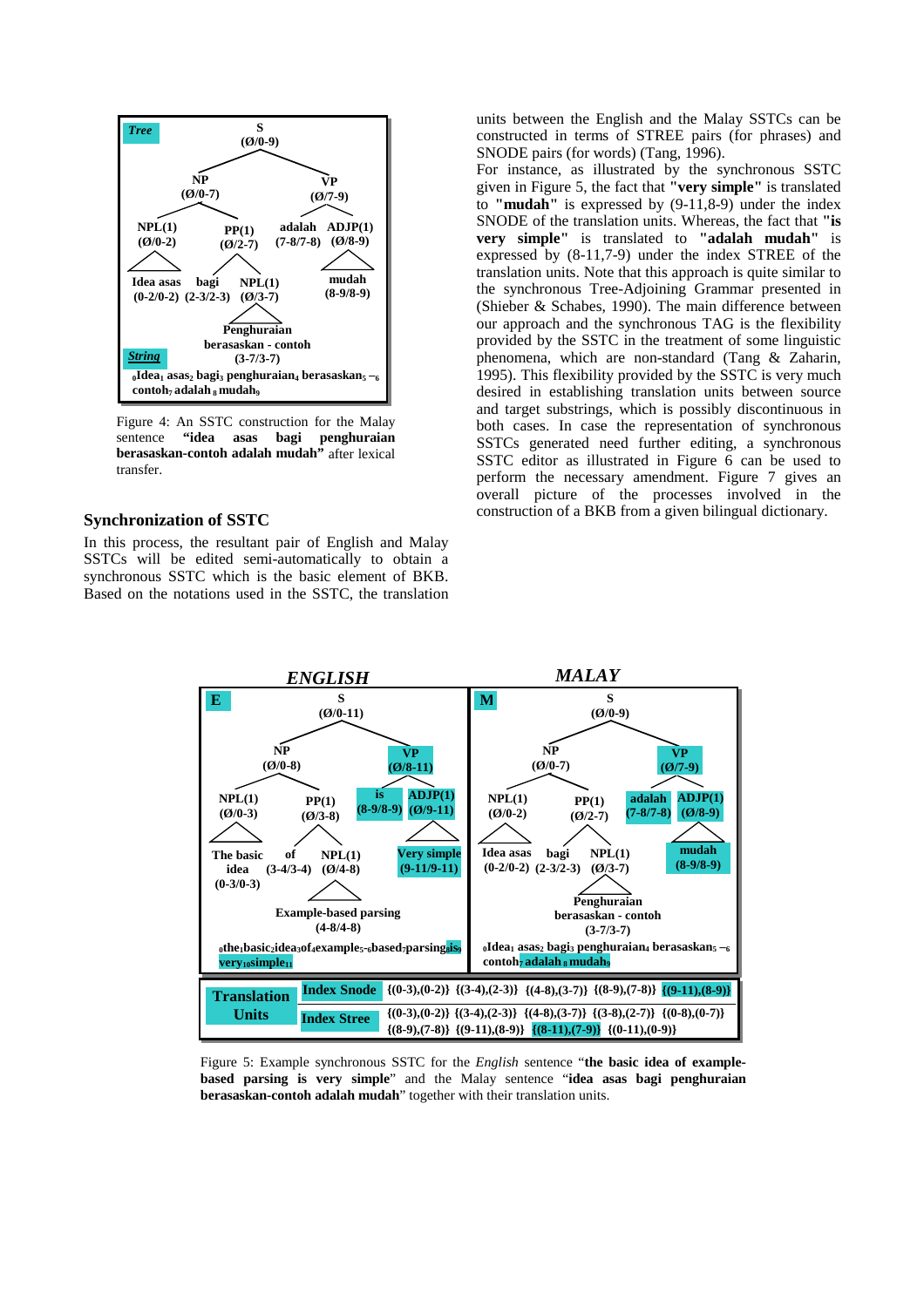Figure 4: An SSTC construction for the Malay sentence **"idea asas bagi penghuraian berasaskan-contoh adalah mudah"** after lexical transfer.

## Synchronization of SSTC

In this process, the resultant pair of English and Malay SSTCs will be edited semi-automatically to obtain a synchronous SSTC which is the basic element of BKB. Based on the notations used in the SSTC, the translation units between the English and the Malay SSTCs can be constructed in terms of STREE pairs (for phrases) and SNODE pairs (for words) (Tang, 1996).

For instance, as illustrated by the synchronous SSTC given in Figure 5, the fact that **"very simple"** is translated to **"mudah"** is expressed by (9-11,8-9) under the index SNODE of the translation units. Whereas, the fact that **"is very simple"** is translated to **"adalah mudah"** is expressed by (8-11,7-9) under the index STREE of the translation units. Note that this approach is quite similar to the synchronous Tree-Adjoining Grammar presented in (Shieber & Schabes, 1990). The main difference between our approach and the synchronous TAG is the flexibility provided by the SSTC in the treatment of some linguistic phenomena, which are non-standard (Tang & Zaharin, 1995). This flexibility provided by the SSTC is very much desired in establishing translation units between source and target substrings, which is possibly discontinuous in both cases. In case the representation of synchronous SSTCs generated need further editing, a synchronous SSTC editor as illustrated in Figure 6 can be used to perform the necessary amendment. Figure 7 gives an overall picture of the processes involved in the construction of a BKB from a given bilingual dictionary.

| Translation Units | | |
|---|---|---|
| | Index Snode | {(0-3),(0-2)} {(3-4),(2-3)} {(4-8),(3-7)} {(8-9),(7-8)} {(9-11),(8-9)} |
| | Index Stree | {(0-3),(0-2)} {(3-4),(2-3)} {(4-8),(3-7)} {(3-8),(2-7)} {(0-8),(0-7)} {(8-9),(7-8)} {(9-11),(8-9)} {(8-11),(7-9)} {(0-11),(0-9)} |

Figure 5: Example synchronous SSTC for the *English* sentence "**the basic idea of example-based parsing is very simple**" and the Malay sentence "**idea asas bagi penghuraian berasaskan-contoh adalah mudah**" together with their translation units.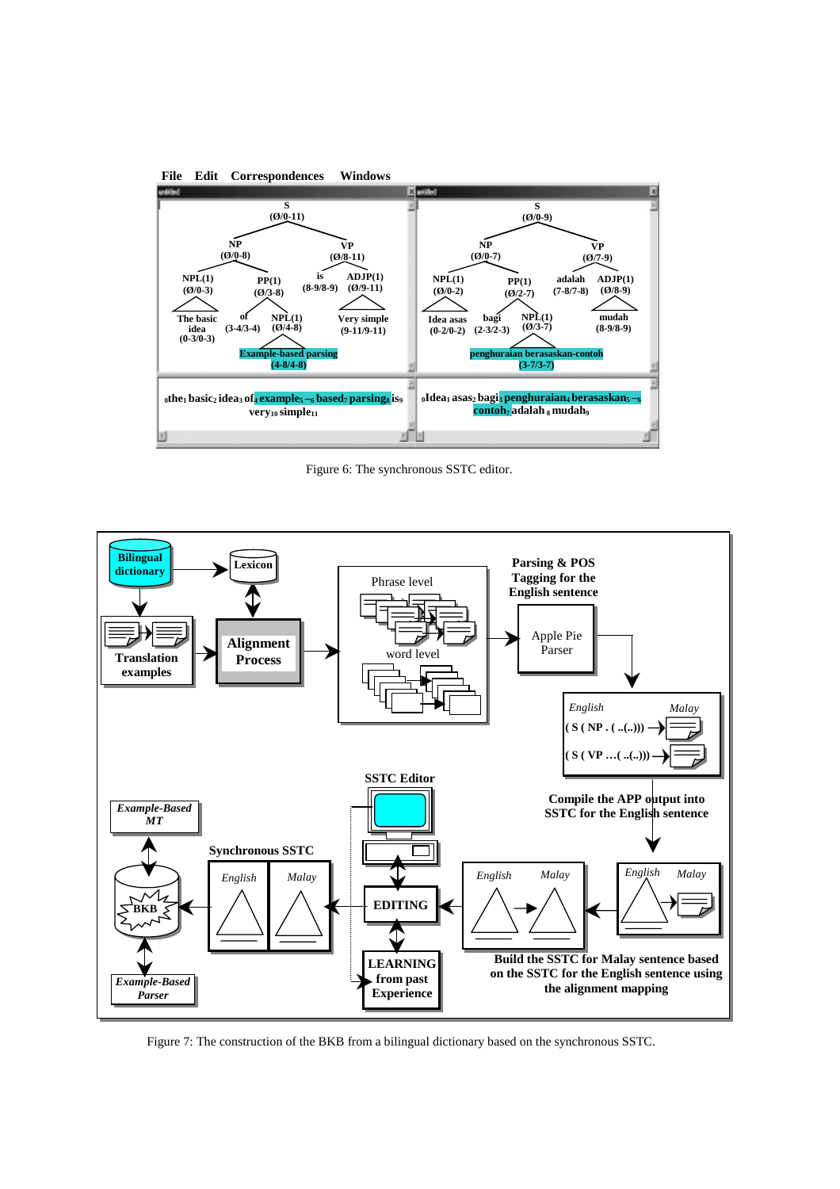Figure 6: The synchronous SSTC editor.

Figure 7: The construction of the BKB from a bilingual dictionary based on the synchronous SSTC.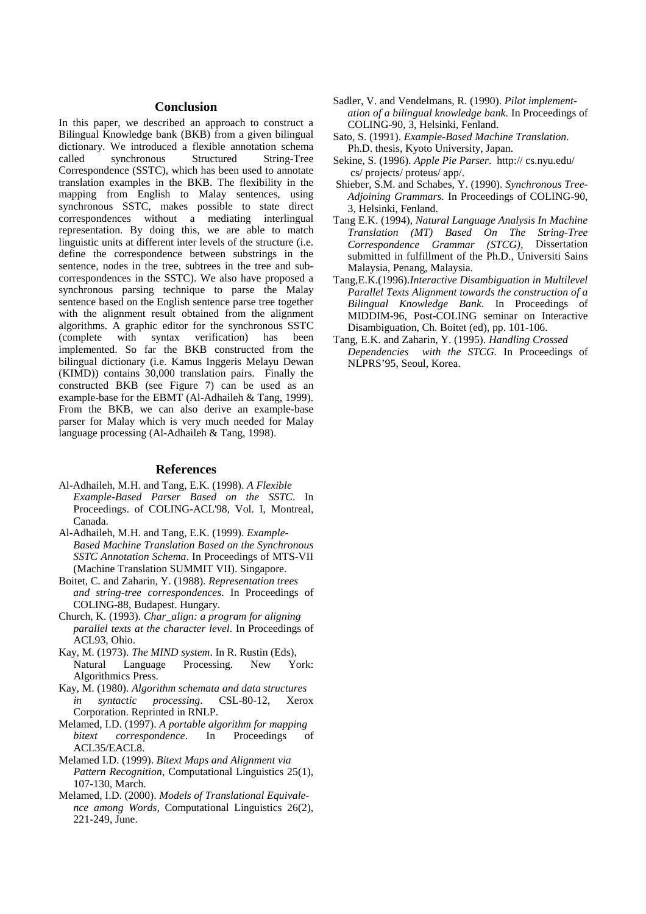## Conclusion

In this paper, we described an approach to construct a Bilingual Knowledge bank (BKB) from a given bilingual dictionary. We introduced a flexible annotation schema called synchronous Structured String-Tree Correspondence (SSTC), which has been used to annotate translation examples in the BKB. The flexibility in the mapping from English to Malay sentences, using synchronous SSTC, makes possible to state direct correspondences without a mediating interlingual representation. By doing this, we are able to match linguistic units at different inter levels of the structure (i.e. define the correspondence between substrings in the sentence, nodes in the tree, subtrees in the tree and sub-correspondences in the SSTC). We also have proposed a synchronous parsing technique to parse the Malay sentence based on the English sentence parse tree together with the alignment result obtained from the alignment algorithms. A graphic editor for the synchronous SSTC (complete with syntax verification) has been implemented. So far the BKB constructed from the bilingual dictionary (i.e. Kamus Inggeris Melayu Dewan (KIMD)) contains 30,000 translation pairs. Finally the constructed BKB (see Figure 7) can be used as an example-base for the EBMT (Al-Adhaileh & Tang, 1999). From the BKB, we can also derive an example-base parser for Malay which is very much needed for Malay language processing (Al-Adhaileh & Tang, 1998).

## References

Al-Adhaileh, M.H. and Tang, E.K. (1998). *A Flexible Example-Based Parser Based on the SSTC.* In Proceedings. of COLING-ACL'98, Vol. I, Montreal, Canada.

Al-Adhaileh, M.H. and Tang, E.K. (1999). *Example-Based Machine Translation Based on the Synchronous SSTC Annotation Schema*. In Proceedings of MTS-VII (Machine Translation SUMMIT VII). Singapore.

Boitet, C. and Zaharin, Y. (1988). *Representation trees and string-tree correspondences*. In Proceedings of COLING-88, Budapest. Hungary.

Church, K. (1993). *Char_align: a program for aligning parallel texts at the character level*. In Proceedings of ACL93, Ohio.

Kay, M. (1973). *The MIND system*. In R. Rustin (Eds), Natural Language Processing. New York: Algorithmics Press.

Kay, M. (1980). *Algorithm schemata and data structures in syntactic processing*. CSL-80-12, Xerox Corporation. Reprinted in RNLP.

Melamed, I.D. (1997). *A portable algorithm for mapping bitext correspondence*. In Proceedings of ACL35/EACL8.

Melamed I.D. (1999). *Bitext Maps and Alignment via Pattern Recognition*, Computational Linguistics 25(1), 107-130, March.

Melamed, I.D. (2000). *Models of Translational Equivalence among Words*, Computational Linguistics 26(2), 221-249, June.

Sadler, V. and Vendelmans, R. (1990). *Pilot implementation of a bilingual knowledge bank*. In Proceedings of COLING-90, 3, Helsinki, Fenland.

Sato, S. (1991). *Example-Based Machine Translation*. Ph.D. thesis, Kyoto University, Japan.

Sekine, S. (1996). *Apple Pie Parser*. http:// cs.nyu.edu/ cs/ projects/ proteus/ app/.

Shieber, S.M. and Schabes, Y. (1990). *Synchronous Tree-Adjoining Grammars*. In Proceedings of COLING-90, 3, Helsinki, Fenland.

Tang E.K. (1994), *Natural Language Analysis In Machine Translation (MT) Based On The String-Tree Correspondence Grammar (STCG)*, Dissertation submitted in fulfillment of the Ph.D., Universiti Sains Malaysia, Penang, Malaysia.

Tang,E.K.(1996).*Interactive Disambiguation in Multilevel Parallel Texts Alignment towards the construction of a Bilingual Knowledge Bank*. In Proceedings of MIDDIM-96, Post-COLING seminar on Interactive Disambiguation, Ch. Boitet (ed), pp. 101-106.

Tang, E.K. and Zaharin, Y. (1995). *Handling Crossed Dependencies with the STCG.* In Proceedings of NLPRS'95, Seoul, Korea.